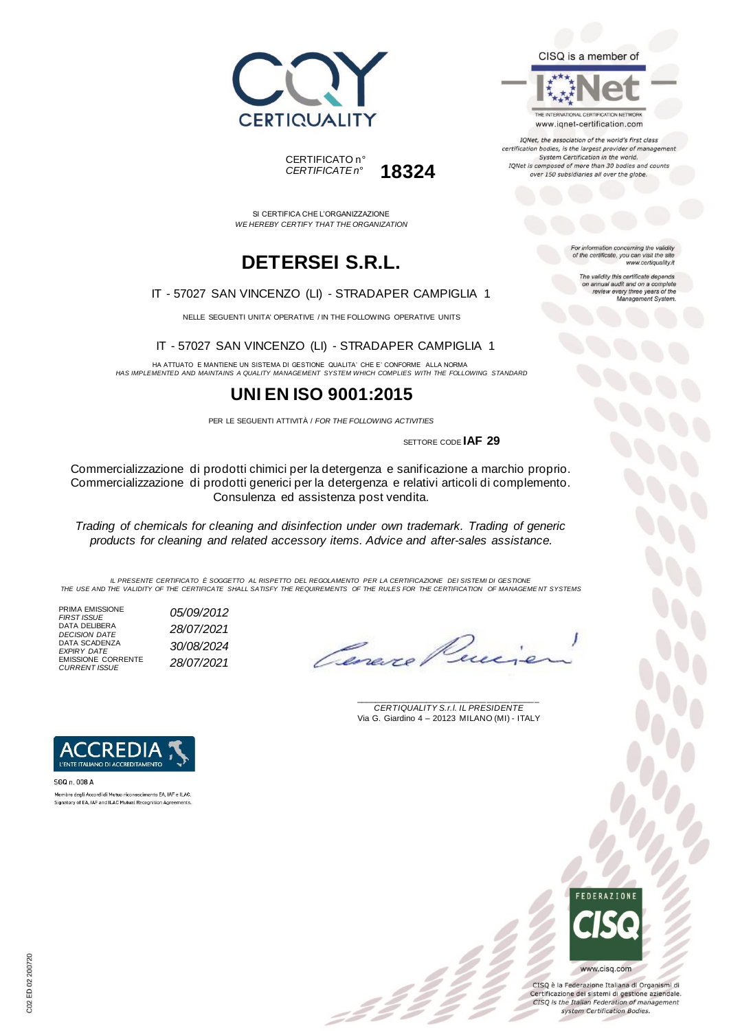CERTIQUALITY

CISQ is a member of

IQNet

THE INTERNATIONAL CERTIFICATION NETWORK

www.iqnet-certification.com

*IQNet, the association of the world's first class certification bodies, is the largest provider of management System Certification in the world. IQNet is composed of more than 30 bodies and counts over 150 subsidiaries all over the globe.*

CERTIFICATO n°
*CERTIFICATE n°* **18324**

SI CERTIFICA CHE L'ORGANIZZAZIONE
*WE HEREBY CERTIFY THAT THE ORGANIZATION*

*For information concerning the validity of the certificate, you can visit the site www.certiquality.it*

*The validity this certificate depends on annual audit and on a complete review every three years of the Management System.*

# DETERSEI S.R.L.

IT - 57027 SAN VINCENZO (LI) - STRADAPER CAMPIGLIA 1

NELLE SEGUENTI UNITA' OPERATIVE / IN THE FOLLOWING OPERATIVE UNITS

IT - 57027 SAN VINCENZO (LI) - STRADAPER CAMPIGLIA 1

HA ATTUATO E MANTIENE UN SISTEMA DI GESTIONE QUALITA' CHE E' CONFORME ALLA NORMA
*HAS IMPLEMENTED AND MAINTAINS A QUALITY MANAGEMENT SYSTEM WHICH COMPLIES WITH THE FOLLOWING STANDARD*

# UNI EN ISO 9001:2015

PER LE SEGUENTI ATTIVITÀ / *FOR THE FOLLOWING ACTIVITIES*

SETTORE CODE **IAF 29**

Commercializzazione di prodotti chimici per la detergenza e sanificazione a marchio proprio. Commercializzazione di prodotti generici per la detergenza e relativi articoli di complemento. Consulenza ed assistenza post vendita.

*Trading of chemicals for cleaning and disinfection under own trademark. Trading of generic products for cleaning and related accessory items. Advice and after-sales assistance.*

*IL PRESENTE CERTIFICATO È SOGGETTO AL RISPETTO DEL REGOLAMENTO PER LA CERTIFICAZIONE DEI SISTEMI DI GESTIONE*
*THE USE AND THE VALIDITY OF THE CERTIFICATE SHALL SATISFY THE REQUIREMENTS OF THE RULES FOR THE CERTIFICATION OF MANAGEMENT SYSTEMS*

| | |
|---|---|
| PRIMA EMISSIONE *FIRST ISSUE* | *05/09/2012* |
| DATA DELIBERA *DECISION DATE* | *28/07/2021* |
| DATA SCADENZA *EXPIRY DATE* | *30/08/2024* |
| EMISSIONE CORRENTE *CURRENT ISSUE* | *28/07/2021* |

*CERTIQUALITY S.r.l. IL PRESIDENTE*
Via G. Giardino 4 – 20123 MILANO (MI) - ITALY

ACCREDIA L'ENTE ITALIANO DI ACCREDITAMENTO

SGQ n. 008 A

Membro degli Accordi di Mutuo riconoscimento EA, IAF e ILAC.
Signatory of EA, IAF and ILAC Mutual Recognition Agreements.

FEDERAZIONE CISQ

www.cisq.com

CISQ è la Federazione Italiana di Organismi di Certificazione dei sistemi di gestione aziendale.
*CISQ is the Italian Federation of management system Certification Bodies.*

C02 ED 02 200720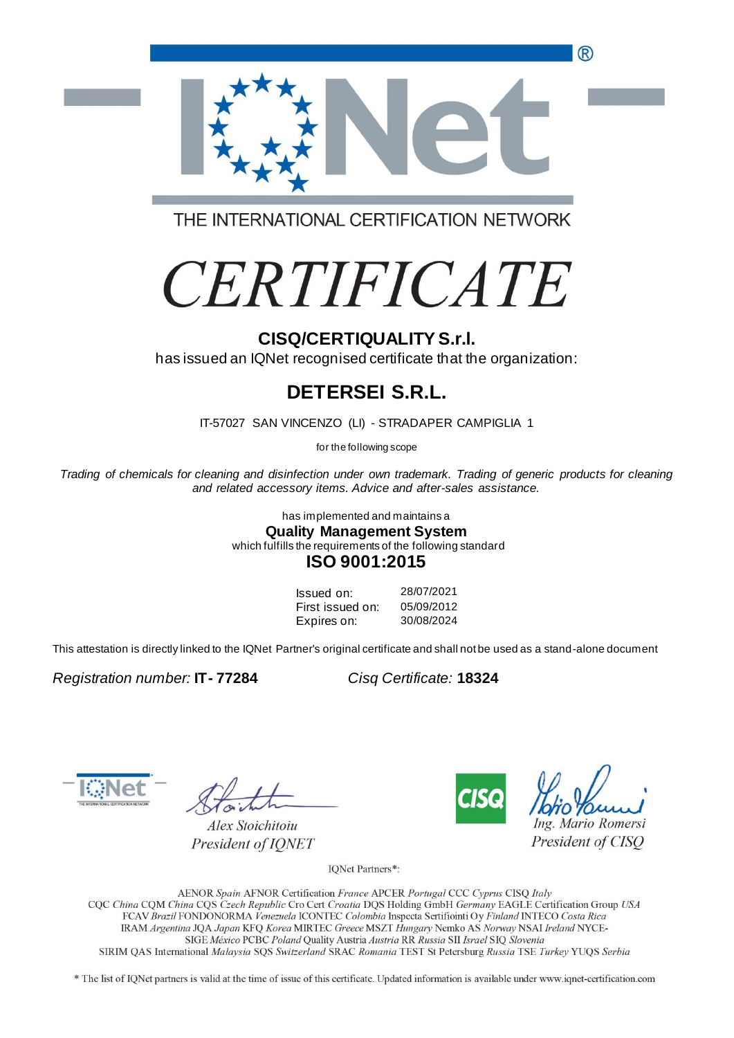®

THE INTERNATIONAL CERTIFICATION NETWORK

# *CERTIFICATE*

## CISQ/CERTIQUALITY S.r.l.

has issued an IQNet recognised certificate that the organization:

## DETERSEI S.R.L.

IT-57027 SAN VINCENZO (LI) - STRADAPER CAMPIGLIA 1

for the following scope

*Trading of chemicals for cleaning and disinfection under own trademark. Trading of generic products for cleaning and related accessory items. Advice and after-sales assistance.*

has implemented and maintains a

**Quality Management System**

which fulfills the requirements of the following standard

## ISO 9001:2015

| | |
|---|---|
| Issued on: | 28/07/2021 |
| First issued on: | 05/09/2012 |
| Expires on: | 30/08/2024 |

This attestation is directly linked to the IQNet Partner's original certificate and shall not be used as a stand-alone document

*Registration number:* **IT - 77284** *Cisq Certificate:* **18324**

*Alex Stoichitoiu*
*President of IQNET*

*Ing. Mario Romersi*
*President of CISQ*

IQNet Partners*:

AENOR *Spain* AFNOR Certification *France* APCER *Portugal* CCC *Cyprus* CISQ *Italy*
CQC *China* CQM *China* CQS *Czech Republic* Cro Cert *Croatia* DQS Holding GmbH *Germany* EAGLE Certification Group *USA*
FCAV *Brazil* FONDONORMA *Venezuela* ICONTEC *Colombia* Inspecta Sertifiointi Oy *Finland* INTECO *Costa Rica*
IRAM *Argentina* JQA *Japan* KFQ *Korea* MIRTEC *Greece* MSZT *Hungary* Nemko AS *Norway* NSAI *Ireland* NYCE-SIGE *México* PCBC *Poland* Quality Austria *Austria* RR *Russia* SII *Israel* SIQ *Slovenia*
SIRIM QAS International *Malaysia* SQS *Switzerland* SRAC *Romania* TEST St Petersburg *Russia* TSE *Turkey* YUQS *Serbia*

\* The list of IQNet partners is valid at the time of issue of this certificate. Updated information is available under www.iqnet-certification.com